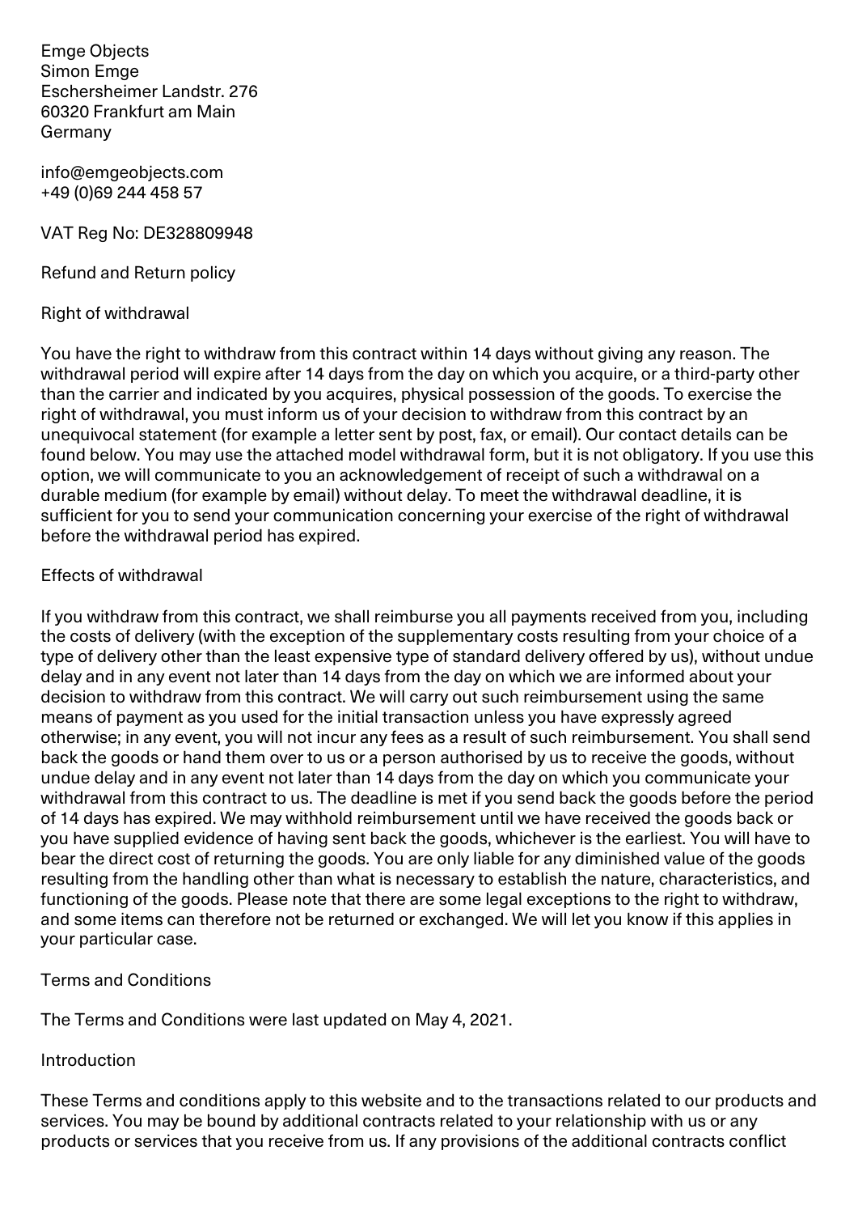Emge Objects
Simon Emge
Eschersheimer Landstr. 276
60320 Frankfurt am Main
Germany

info@emgeobjects.com
+49 (0)69 244 458 57

VAT Reg No: DE328809948

## Refund and Return policy

### Right of withdrawal

You have the right to withdraw from this contract within 14 days without giving any reason. The withdrawal period will expire after 14 days from the day on which you acquire, or a third-party other than the carrier and indicated by you acquires, physical possession of the goods. To exercise the right of withdrawal, you must inform us of your decision to withdraw from this contract by an unequivocal statement (for example a letter sent by post, fax, or email). Our contact details can be found below. You may use the attached model withdrawal form, but it is not obligatory. If you use this option, we will communicate to you an acknowledgement of receipt of such a withdrawal on a durable medium (for example by email) without delay. To meet the withdrawal deadline, it is sufficient for you to send your communication concerning your exercise of the right of withdrawal before the withdrawal period has expired.

### Effects of withdrawal

If you withdraw from this contract, we shall reimburse you all payments received from you, including the costs of delivery (with the exception of the supplementary costs resulting from your choice of a type of delivery other than the least expensive type of standard delivery offered by us), without undue delay and in any event not later than 14 days from the day on which we are informed about your decision to withdraw from this contract. We will carry out such reimbursement using the same means of payment as you used for the initial transaction unless you have expressly agreed otherwise; in any event, you will not incur any fees as a result of such reimbursement. You shall send back the goods or hand them over to us or a person authorised by us to receive the goods, without undue delay and in any event not later than 14 days from the day on which you communicate your withdrawal from this contract to us. The deadline is met if you send back the goods before the period of 14 days has expired. We may withhold reimbursement until we have received the goods back or you have supplied evidence of having sent back the goods, whichever is the earliest. You will have to bear the direct cost of returning the goods. You are only liable for any diminished value of the goods resulting from the handling other than what is necessary to establish the nature, characteristics, and functioning of the goods. Please note that there are some legal exceptions to the right to withdraw, and some items can therefore not be returned or exchanged. We will let you know if this applies in your particular case.

## Terms and Conditions

The Terms and Conditions were last updated on May 4, 2021.

### Introduction

These Terms and conditions apply to this website and to the transactions related to our products and services. You may be bound by additional contracts related to your relationship with us or any products or services that you receive from us. If any provisions of the additional contracts conflict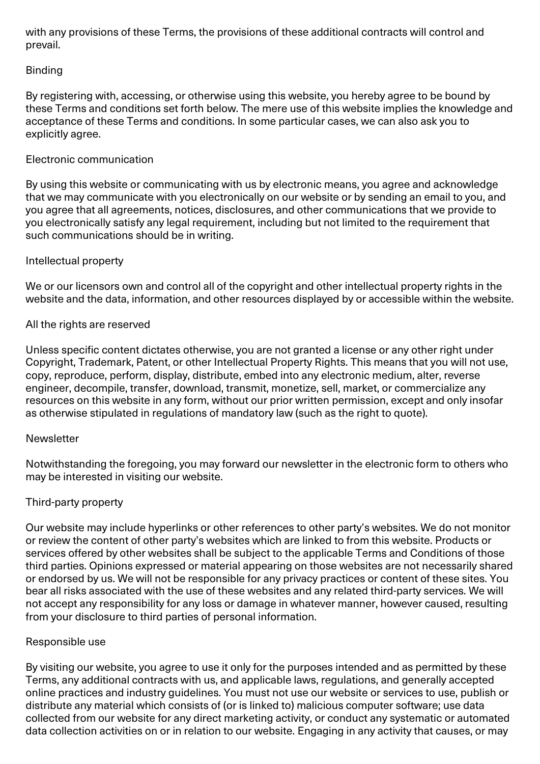with any provisions of these Terms, the provisions of these additional contracts will control and prevail.

## Binding

By registering with, accessing, or otherwise using this website, you hereby agree to be bound by these Terms and conditions set forth below. The mere use of this website implies the knowledge and acceptance of these Terms and conditions. In some particular cases, we can also ask you to explicitly agree.

## Electronic communication

By using this website or communicating with us by electronic means, you agree and acknowledge that we may communicate with you electronically on our website or by sending an email to you, and you agree that all agreements, notices, disclosures, and other communications that we provide to you electronically satisfy any legal requirement, including but not limited to the requirement that such communications should be in writing.

## Intellectual property

We or our licensors own and control all of the copyright and other intellectual property rights in the website and the data, information, and other resources displayed by or accessible within the website.

## All the rights are reserved

Unless specific content dictates otherwise, you are not granted a license or any other right under Copyright, Trademark, Patent, or other Intellectual Property Rights. This means that you will not use, copy, reproduce, perform, display, distribute, embed into any electronic medium, alter, reverse engineer, decompile, transfer, download, transmit, monetize, sell, market, or commercialize any resources on this website in any form, without our prior written permission, except and only insofar as otherwise stipulated in regulations of mandatory law (such as the right to quote).

## Newsletter

Notwithstanding the foregoing, you may forward our newsletter in the electronic form to others who may be interested in visiting our website.

## Third-party property

Our website may include hyperlinks or other references to other party's websites. We do not monitor or review the content of other party's websites which are linked to from this website. Products or services offered by other websites shall be subject to the applicable Terms and Conditions of those third parties. Opinions expressed or material appearing on those websites are not necessarily shared or endorsed by us. We will not be responsible for any privacy practices or content of these sites. You bear all risks associated with the use of these websites and any related third-party services. We will not accept any responsibility for any loss or damage in whatever manner, however caused, resulting from your disclosure to third parties of personal information.

## Responsible use

By visiting our website, you agree to use it only for the purposes intended and as permitted by these Terms, any additional contracts with us, and applicable laws, regulations, and generally accepted online practices and industry guidelines. You must not use our website or services to use, publish or distribute any material which consists of (or is linked to) malicious computer software; use data collected from our website for any direct marketing activity, or conduct any systematic or automated data collection activities on or in relation to our website. Engaging in any activity that causes, or may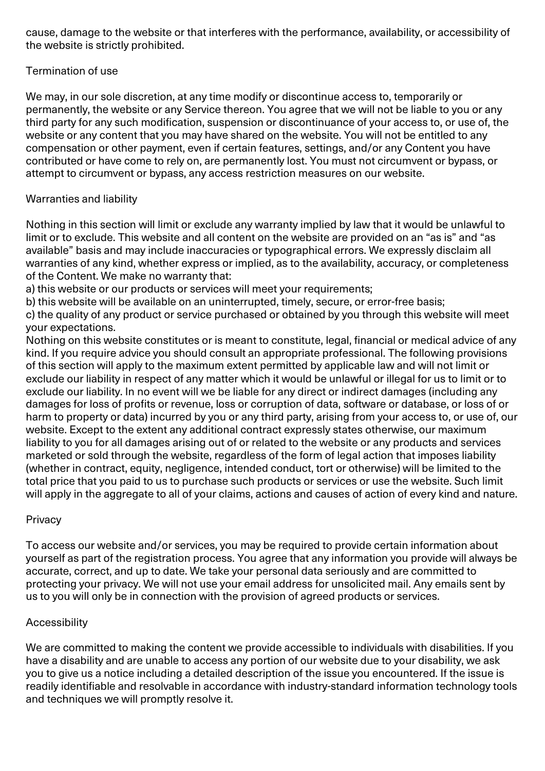cause, damage to the website or that interferes with the performance, availability, or accessibility of the website is strictly prohibited.

## Termination of use

We may, in our sole discretion, at any time modify or discontinue access to, temporarily or permanently, the website or any Service thereon. You agree that we will not be liable to you or any third party for any such modification, suspension or discontinuance of your access to, or use of, the website or any content that you may have shared on the website. You will not be entitled to any compensation or other payment, even if certain features, settings, and/or any Content you have contributed or have come to rely on, are permanently lost. You must not circumvent or bypass, or attempt to circumvent or bypass, any access restriction measures on our website.

## Warranties and liability

Nothing in this section will limit or exclude any warranty implied by law that it would be unlawful to limit or to exclude. This website and all content on the website are provided on an “as is” and “as available” basis and may include inaccuracies or typographical errors. We expressly disclaim all warranties of any kind, whether express or implied, as to the availability, accuracy, or completeness of the Content. We make no warranty that:

a) this website or our products or services will meet your requirements;
b) this website will be available on an uninterrupted, timely, secure, or error-free basis;
c) the quality of any product or service purchased or obtained by you through this website will meet your expectations.

Nothing on this website constitutes or is meant to constitute, legal, financial or medical advice of any kind. If you require advice you should consult an appropriate professional. The following provisions of this section will apply to the maximum extent permitted by applicable law and will not limit or exclude our liability in respect of any matter which it would be unlawful or illegal for us to limit or to exclude our liability. In no event will we be liable for any direct or indirect damages (including any damages for loss of profits or revenue, loss or corruption of data, software or database, or loss of or harm to property or data) incurred by you or any third party, arising from your access to, or use of, our website. Except to the extent any additional contract expressly states otherwise, our maximum liability to you for all damages arising out of or related to the website or any products and services marketed or sold through the website, regardless of the form of legal action that imposes liability (whether in contract, equity, negligence, intended conduct, tort or otherwise) will be limited to the total price that you paid to us to purchase such products or services or use the website. Such limit will apply in the aggregate to all of your claims, actions and causes of action of every kind and nature.

## Privacy

To access our website and/or services, you may be required to provide certain information about yourself as part of the registration process. You agree that any information you provide will always be accurate, correct, and up to date. We take your personal data seriously and are committed to protecting your privacy. We will not use your email address for unsolicited mail. Any emails sent by us to you will only be in connection with the provision of agreed products or services.

## Accessibility

We are committed to making the content we provide accessible to individuals with disabilities. If you have a disability and are unable to access any portion of our website due to your disability, we ask you to give us a notice including a detailed description of the issue you encountered. If the issue is readily identifiable and resolvable in accordance with industry-standard information technology tools and techniques we will promptly resolve it.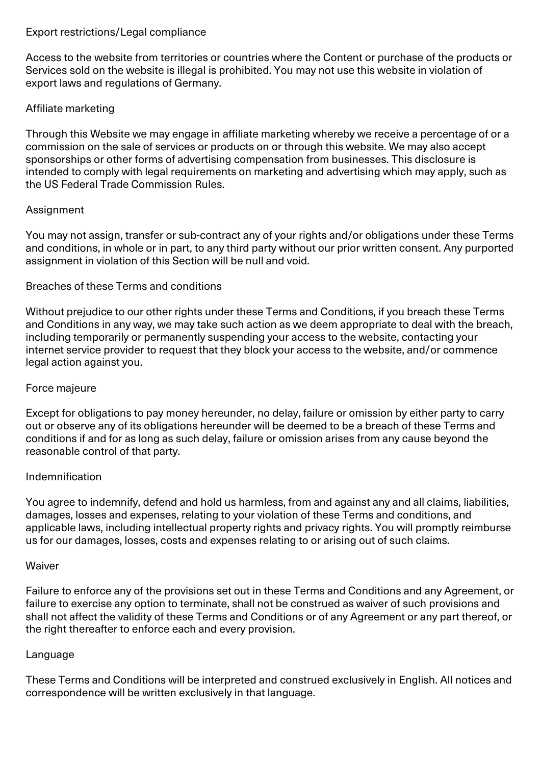## Export restrictions/Legal compliance

Access to the website from territories or countries where the Content or purchase of the products or Services sold on the website is illegal is prohibited. You may not use this website in violation of export laws and regulations of Germany.

## Affiliate marketing

Through this Website we may engage in affiliate marketing whereby we receive a percentage of or a commission on the sale of services or products on or through this website. We may also accept sponsorships or other forms of advertising compensation from businesses. This disclosure is intended to comply with legal requirements on marketing and advertising which may apply, such as the US Federal Trade Commission Rules.

## Assignment

You may not assign, transfer or sub-contract any of your rights and/or obligations under these Terms and conditions, in whole or in part, to any third party without our prior written consent. Any purported assignment in violation of this Section will be null and void.

## Breaches of these Terms and conditions

Without prejudice to our other rights under these Terms and Conditions, if you breach these Terms and Conditions in any way, we may take such action as we deem appropriate to deal with the breach, including temporarily or permanently suspending your access to the website, contacting your internet service provider to request that they block your access to the website, and/or commence legal action against you.

## Force majeure

Except for obligations to pay money hereunder, no delay, failure or omission by either party to carry out or observe any of its obligations hereunder will be deemed to be a breach of these Terms and conditions if and for as long as such delay, failure or omission arises from any cause beyond the reasonable control of that party.

## Indemnification

You agree to indemnify, defend and hold us harmless, from and against any and all claims, liabilities, damages, losses and expenses, relating to your violation of these Terms and conditions, and applicable laws, including intellectual property rights and privacy rights. You will promptly reimburse us for our damages, losses, costs and expenses relating to or arising out of such claims.

## Waiver

Failure to enforce any of the provisions set out in these Terms and Conditions and any Agreement, or failure to exercise any option to terminate, shall not be construed as waiver of such provisions and shall not affect the validity of these Terms and Conditions or of any Agreement or any part thereof, or the right thereafter to enforce each and every provision.

## Language

These Terms and Conditions will be interpreted and construed exclusively in English. All notices and correspondence will be written exclusively in that language.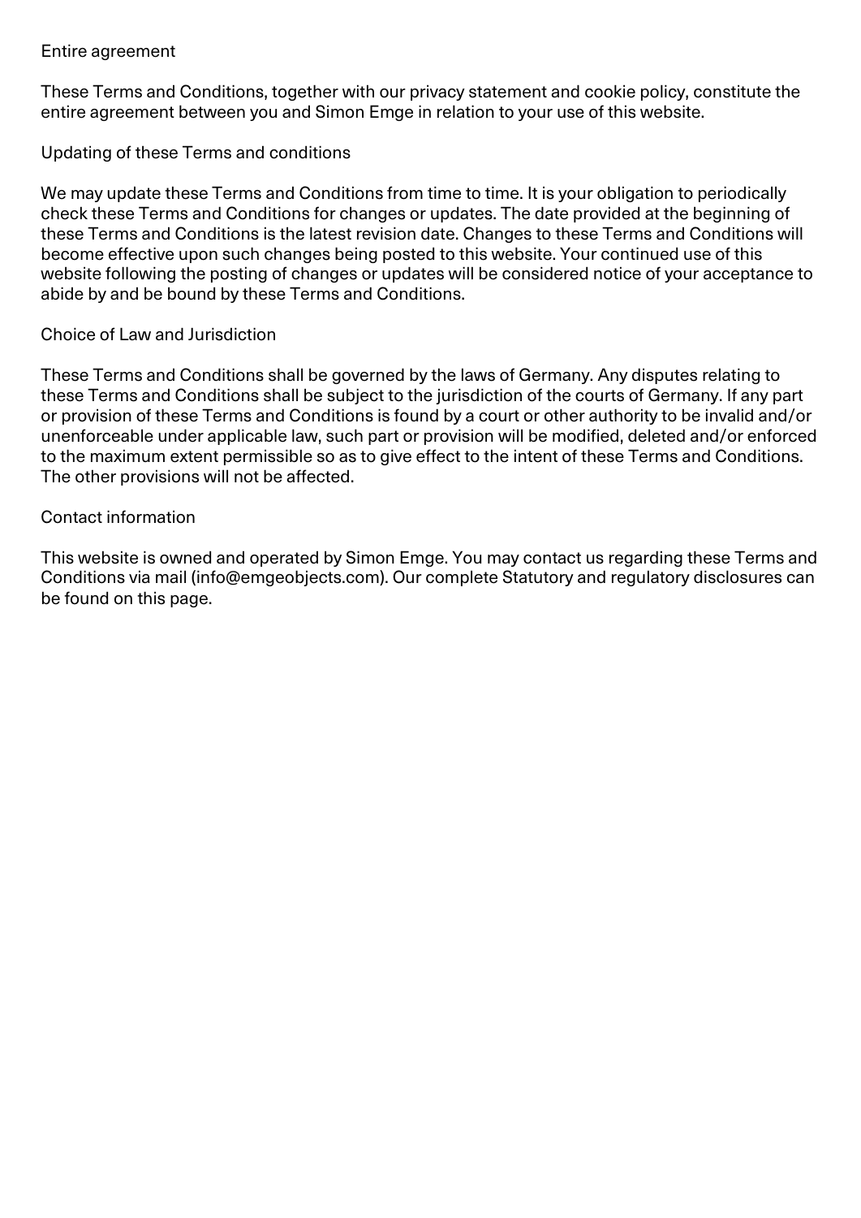## Entire agreement

These Terms and Conditions, together with our privacy statement and cookie policy, constitute the entire agreement between you and Simon Emge in relation to your use of this website.

## Updating of these Terms and conditions

We may update these Terms and Conditions from time to time. It is your obligation to periodically check these Terms and Conditions for changes or updates. The date provided at the beginning of these Terms and Conditions is the latest revision date. Changes to these Terms and Conditions will become effective upon such changes being posted to this website. Your continued use of this website following the posting of changes or updates will be considered notice of your acceptance to abide by and be bound by these Terms and Conditions.

## Choice of Law and Jurisdiction

These Terms and Conditions shall be governed by the laws of Germany. Any disputes relating to these Terms and Conditions shall be subject to the jurisdiction of the courts of Germany. If any part or provision of these Terms and Conditions is found by a court or other authority to be invalid and/or unenforceable under applicable law, such part or provision will be modified, deleted and/or enforced to the maximum extent permissible so as to give effect to the intent of these Terms and Conditions. The other provisions will not be affected.

## Contact information

This website is owned and operated by Simon Emge. You may contact us regarding these Terms and Conditions via mail (info@emgeobjects.com). Our complete Statutory and regulatory disclosures can be found on this page.